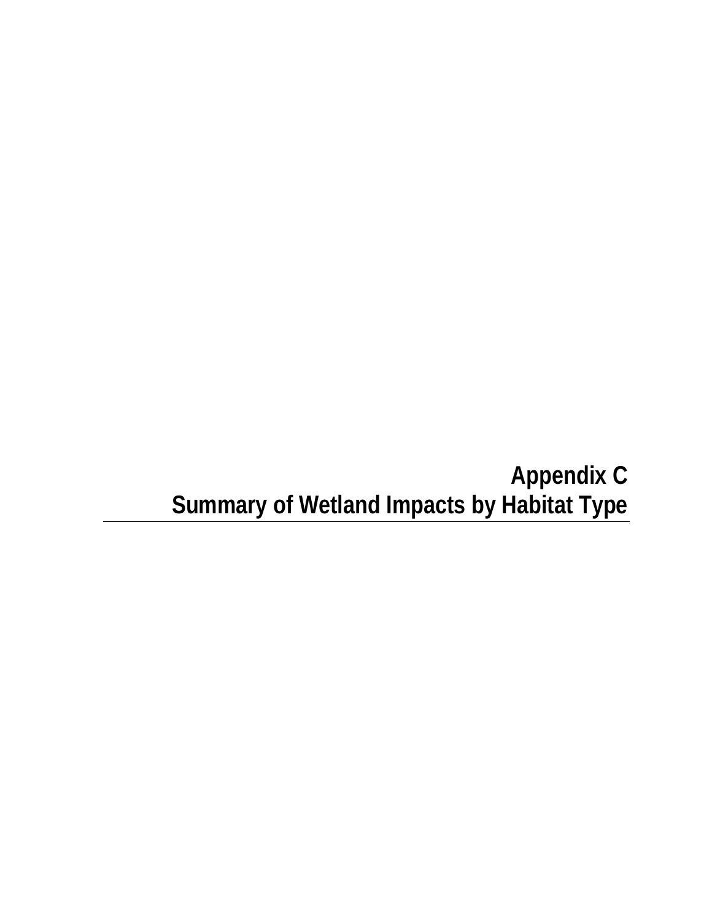# Appendix C
# Summary of Wetland Impacts by Habitat Type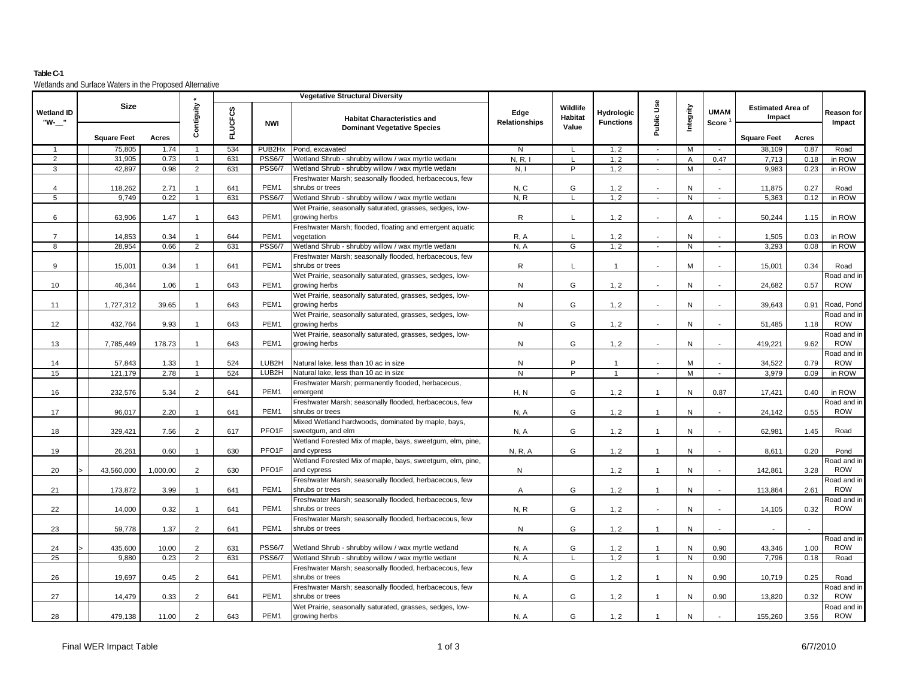**Table C-1**

Wetlands and Surface Waters in the Proposed Alternative

| Wetland ID "W-__" | Size | | | Contiguity * | Vegetative Structural Diversity | | | Edge Relationships | Wildlife Habitat Value | Hydrologic Functions | Public Use | Integrity | UMAM Score [1] | Estimated Area of Impact | | Reason for Impact |
|---|---|---|---|---|---|---|---|---|---|---|---|---|---|---|---|---|
| | | Square Feet | Acres | | FLUCFCS | NWI | Habitat Characteristics and Dominant Vegetative Species | | | | | | | Square Feet | Acres | |
| 1 | | 75,805 | 1.74 | 1 | 534 | PUB2Hx | Pond, excavated | N | L | 1, 2 | - | M | - | 38,109 | 0.87 | Road |
| 2 | | 31,905 | 0.73 | 1 | 631 | PSS6/7 | Wetland Shrub - shrubby willow / wax myrtle wetland | N, R, I | L | 1, 2 | - | A | 0.47 | 7,713 | 0.18 | in ROW |
| 3 | | 42,897 | 0.98 | 2 | 631 | PSS6/7 | Wetland Shrub - shrubby willow / wax myrtle wetland | N, I | P | 1, 2 | - | M | - | 9,983 | 0.23 | in ROW |
| 4 | | 118,262 | 2.71 | 1 | 641 | PEM1 | Freshwater Marsh; seasonally flooded, herbaceous, few shrubs or trees | N, C | G | 1, 2 | - | N | - | 11,875 | 0.27 | Road |
| 5 | | 9,749 | 0.22 | 1 | 631 | PSS6/7 | Wetland Shrub - shrubby willow / wax myrtle wetland | N, R | L | 1, 2 | - | N | - | 5,363 | 0.12 | in ROW |
| 6 | | 63,906 | 1.47 | 1 | 643 | PEM1 | Wet Prairie, seasonally saturated, grasses, sedges, low-growing herbs | R | L | 1, 2 | - | A | - | 50,244 | 1.15 | in ROW |
| 7 | | 14,853 | 0.34 | 1 | 644 | PEM1 | Freshwater Marsh; flooded, floating and emergent aquatic vegetation | R, A | L | 1, 2 | - | N | - | 1,505 | 0.03 | in ROW |
| 8 | | 28,954 | 0.66 | 2 | 631 | PSS6/7 | Wetland Shrub - shrubby willow / wax myrtle wetland | N, A | G | 1, 2 | - | N | - | 3,293 | 0.08 | in ROW |
| 9 | | 15,001 | 0.34 | 1 | 641 | PEM1 | Freshwater Marsh; seasonally flooded, herbaceous, few shrubs or trees | R | L | 1 | - | M | - | 15,001 | 0.34 | Road |
| 10 | | 46,344 | 1.06 | 1 | 643 | PEM1 | Wet Prairie, seasonally saturated, grasses, sedges, low-growing herbs | N | G | 1, 2 | - | N | - | 24,682 | 0.57 | Road and in ROW |
| 11 | | 1,727,312 | 39.65 | 1 | 643 | PEM1 | Wet Prairie, seasonally saturated, grasses, sedges, low-growing herbs | N | G | 1, 2 | - | N | - | 39,643 | 0.91 | Road, Pond |
| 12 | | 432,764 | 9.93 | 1 | 643 | PEM1 | Wet Prairie, seasonally saturated, grasses, sedges, low-growing herbs | N | G | 1, 2 | - | N | - | 51,485 | 1.18 | Road and in ROW |
| 13 | | 7,785,449 | 178.73 | 1 | 643 | PEM1 | Wet Prairie, seasonally saturated, grasses, sedges, low-growing herbs | N | G | 1, 2 | - | N | - | 419,221 | 9.62 | Road and in ROW |
| 14 | | 57,843 | 1.33 | 1 | 524 | LUB2H | Natural lake, less than 10 ac in size | N | P | 1 | - | M | - | 34,522 | 0.79 | Road and in ROW |
| 15 | | 121,179 | 2.78 | 1 | 524 | LUB2H | Natural lake, less than 10 ac in size | N | P | 1 | - | M | - | 3,979 | 0.09 | in ROW |
| 16 | | 232,576 | 5.34 | 2 | 641 | PEM1 | Freshwater Marsh; permanently flooded, herbaceous, emergent | H, N | G | 1, 2 | 1 | N | 0.87 | 17,421 | 0.40 | in ROW |
| 17 | | 96,017 | 2.20 | 1 | 641 | PEM1 | Freshwater Marsh; seasonally flooded, herbaceous, few shrubs or trees | N, A | G | 1, 2 | 1 | N | - | 24,142 | 0.55 | Road and in ROW |
| 18 | | 329,421 | 7.56 | 2 | 617 | PFO1F | Mixed Wetland hardwoods, dominated by maple, bays, sweetgum, and elm | N, A | G | 1, 2 | 1 | N | - | 62,981 | 1.45 | Road |
| 19 | | 26,261 | 0.60 | 1 | 630 | PFO1F | Wetland Forested Mix of maple, bays, sweetgum, elm, pine, and cypress | N, R, A | G | 1, 2 | 1 | N | - | 8,611 | 0.20 | Pond |
| 20 | > | 43,560,000 | 1,000.00 | 2 | 630 | PFO1F | Wetland Forested Mix of maple, bays, sweetgum, elm, pine, and cypress | N | | 1, 2 | 1 | N | - | 142,861 | 3.28 | Road and in ROW |
| 21 | | 173,872 | 3.99 | 1 | 641 | PEM1 | Freshwater Marsh; seasonally flooded, herbaceous, few shrubs or trees | A | G | 1, 2 | 1 | N | - | 113,864 | 2.61 | Road and in ROW |
| 22 | | 14,000 | 0.32 | 1 | 641 | PEM1 | Freshwater Marsh; seasonally flooded, herbaceous, few shrubs or trees | N, R | G | 1, 2 | - | N | - | 14,105 | 0.32 | Road and in ROW |
| 23 | | 59,778 | 1.37 | 2 | 641 | PEM1 | Freshwater Marsh; seasonally flooded, herbaceous, few shrubs or trees | N | G | 1, 2 | 1 | N | - | - | - | |
| 24 | > | 435,600 | 10.00 | 2 | 631 | PSS6/7 | Wetland Shrub - shrubby willow / wax myrtle wetland | N, A | G | 1, 2 | 1 | N | 0.90 | 43,346 | 1.00 | Road and in ROW |
| 25 | | 9,880 | 0.23 | 2 | 631 | PSS6/7 | Wetland Shrub - shrubby willow / wax myrtle wetland | N, A | L | 1, 2 | 1 | N | 0.90 | 7,796 | 0.18 | Road |
| 26 | | 19,697 | 0.45 | 2 | 641 | PEM1 | Freshwater Marsh; seasonally flooded, herbaceous, few shrubs or trees | N, A | G | 1, 2 | 1 | N | 0.90 | 10,719 | 0.25 | Road |
| 27 | | 14,479 | 0.33 | 2 | 641 | PEM1 | Freshwater Marsh; seasonally flooded, herbaceous, few shrubs or trees | N, A | G | 1, 2 | 1 | N | 0.90 | 13,820 | 0.32 | Road and in ROW |
| 28 | | 479,138 | 11.00 | 2 | 643 | PEM1 | Wet Prairie, seasonally saturated, grasses, sedges, low-growing herbs | N, A | G | 1, 2 | 1 | N | - | 155,260 | 3.56 | Road and in ROW |

Final WER Impact Table 6/7/2010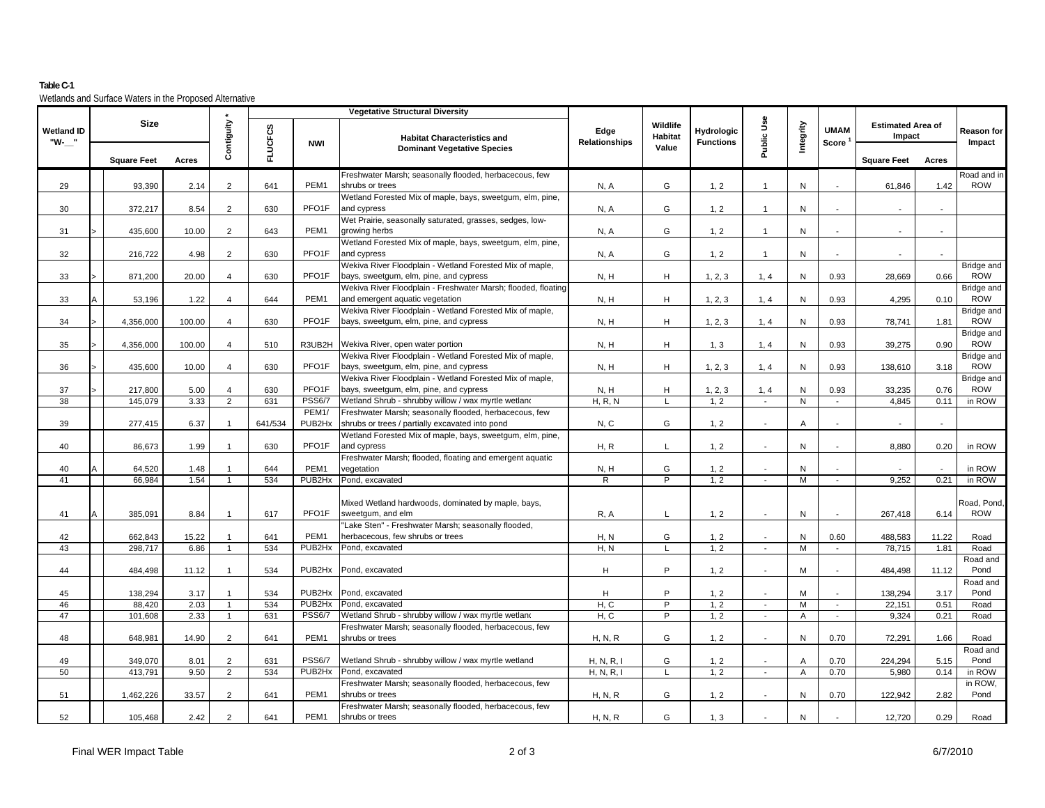**Table C-1**

Wetlands and Surface Waters in the Proposed Alternative

| Wetland ID "W-__" | | Size | | Contiguity * | Vegetative Structural Diversity | | | Edge Relationships | Wildlife Habitat Value | Hydrologic Functions | Public Use | Integrity | UMAM Score [1] | Estimated Area of Impact | | Reason for Impact |
|---|---|---|---|---|---|---|---|---|---|---|---|---|---|---|---|---|
| | | Square Feet | Acres | | FLUCFCS | NWI | Habitat Characteristics and Dominant Vegetative Species | | | | | | | Square Feet | Acres | |
| 29 | | 93,390 | 2.14 | 2 | 641 | PEM1 | Freshwater Marsh; seasonally flooded, herbaceous, few shrubs or trees | N, A | G | 1, 2 | 1 | N | - | 61,846 | 1.42 | Road and in ROW |
| 30 | | 372,217 | 8.54 | 2 | 630 | PFO1F | Wetland Forested Mix of maple, bays, sweetgum, elm, pine, and cypress | N, A | G | 1, 2 | 1 | N | - | - | - | |
| 31 | > | 435,600 | 10.00 | 2 | 643 | PEM1 | Wet Prairie, seasonally saturated, grasses, sedges, low-growing herbs | N, A | G | 1, 2 | 1 | N | - | - | - | |
| 32 | | 216,722 | 4.98 | 2 | 630 | PFO1F | Wetland Forested Mix of maple, bays, sweetgum, elm, pine, and cypress | N, A | G | 1, 2 | 1 | N | - | - | - | |
| 33 | > | 871,200 | 20.00 | 4 | 630 | PFO1F | Wekiva River Floodplain - Wetland Forested Mix of maple, bays, sweetgum, elm, pine, and cypress | N, H | H | 1, 2, 3 | 1, 4 | N | 0.93 | 28,669 | 0.66 | Bridge and ROW |
| 33 | A | 53,196 | 1.22 | 4 | 644 | PEM1 | Wekiva River Floodplain - Freshwater Marsh; flooded, floating and emergent aquatic vegetation | N, H | H | 1, 2, 3 | 1, 4 | N | 0.93 | 4,295 | 0.10 | Bridge and ROW |
| 34 | > | 4,356,000 | 100.00 | 4 | 630 | PFO1F | Wekiva River Floodplain - Wetland Forested Mix of maple, bays, sweetgum, elm, pine, and cypress | N, H | H | 1, 2, 3 | 1, 4 | N | 0.93 | 78,741 | 1.81 | Bridge and ROW |
| 35 | > | 4,356,000 | 100.00 | 4 | 510 | R3UB2H | Wekiva River, open water portion | N, H | H | 1, 3 | 1, 4 | N | 0.93 | 39,275 | 0.90 | Bridge and ROW |
| 36 | > | 435,600 | 10.00 | 4 | 630 | PFO1F | Wekiva River Floodplain - Wetland Forested Mix of maple, bays, sweetgum, elm, pine, and cypress | N, H | H | 1, 2, 3 | 1, 4 | N | 0.93 | 138,610 | 3.18 | Bridge and ROW |
| 37 | > | 217,800 | 5.00 | 4 | 630 | PFO1F | Wekiva River Floodplain - Wetland Forested Mix of maple, bays, sweetgum, elm, pine, and cypress | N, H | H | 1, 2, 3 | 1, 4 | N | 0.93 | 33,235 | 0.76 | Bridge and ROW |
| 38 | | 145,079 | 3.33 | 2 | 631 | PSS6/7 | Wetland Shrub - shrubby willow / wax myrtle wetland | H, R, N | L | 1, 2 | - | N | - | 4,845 | 0.11 | in ROW |
| 39 | | 277,415 | 6.37 | 1 | 641/534 | PEM1/ PUB2Hx | Freshwater Marsh; seasonally flooded, herbaceous, few shrubs or trees / partially excavated into pond | N, C | G | 1, 2 | - | A | - | - | - | |
| 40 | | 86,673 | 1.99 | 1 | 630 | PFO1F | Wetland Forested Mix of maple, bays, sweetgum, elm, pine, and cypress | H, R | L | 1, 2 | - | N | - | 8,880 | 0.20 | in ROW |
| 40 | A | 64,520 | 1.48 | 1 | 644 | PEM1 | Freshwater Marsh; flooded, floating and emergent aquatic vegetation | N, H | G | 1, 2 | - | N | - | - | - | in ROW |
| 41 | | 66,984 | 1.54 | 1 | 534 | PUB2Hx | Pond, excavated | R | P | 1, 2 | - | M | - | 9,252 | 0.21 | in ROW |
| 41 | A | 385,091 | 8.84 | 1 | 617 | PFO1F | Mixed Wetland hardwoods, dominated by maple, bays, sweetgum, and elm | R, A | L | 1, 2 | - | N | - | 267,418 | 6.14 | Road, Pond, ROW |
| 42 | | 662,843 | 15.22 | 1 | 641 | PEM1 | "Lake Sten" - Freshwater Marsh; seasonally flooded, herbaceous, few shrubs or trees | H, N | G | 1, 2 | - | N | 0.60 | 488,583 | 11.22 | Road |
| 43 | | 298,717 | 6.86 | 1 | 534 | PUB2Hx | Pond, excavated | H, N | L | 1, 2 | - | M | - | 78,715 | 1.81 | Road |
| 44 | | 484,498 | 11.12 | 1 | 534 | PUB2Hx | Pond, excavated | H | P | 1, 2 | - | M | - | 484,498 | 11.12 | Road and Pond |
| 45 | | 138,294 | 3.17 | 1 | 534 | PUB2Hx | Pond, excavated | H | P | 1, 2 | - | M | - | 138,294 | 3.17 | Road and Pond |
| 46 | | 88,420 | 2.03 | 1 | 534 | PUB2Hx | Pond, excavated | H, C | P | 1, 2 | - | M | - | 22,151 | 0.51 | Road |
| 47 | | 101,608 | 2.33 | 1 | 631 | PSS6/7 | Wetland Shrub - shrubby willow / wax myrtle wetland | H, C | P | 1, 2 | - | A | - | 9,324 | 0.21 | Road |
| 48 | | 648,981 | 14.90 | 2 | 641 | PEM1 | Freshwater Marsh; seasonally flooded, herbaceous, few shrubs or trees | H, N, R | G | 1, 2 | - | N | 0.70 | 72,291 | 1.66 | Road |
| 49 | | 349,070 | 8.01 | 2 | 631 | PSS6/7 | Wetland Shrub - shrubby willow / wax myrtle wetland | H, N, R, I | G | 1, 2 | - | A | 0.70 | 224,294 | 5.15 | Road and Pond |
| 50 | | 413,791 | 9.50 | 2 | 534 | PUB2Hx | Pond, excavated | H, N, R, I | L | 1, 2 | - | A | 0.70 | 5,980 | 0.14 | in ROW |
| 51 | | 1,462,226 | 33.57 | 2 | 641 | PEM1 | Freshwater Marsh; seasonally flooded, herbaceous, few shrubs or trees | H, N, R | G | 1, 2 | - | N | 0.70 | 122,942 | 2.82 | in ROW, Pond |
| 52 | | 105,468 | 2.42 | 2 | 641 | PEM1 | Freshwater Marsh; seasonally flooded, herbaceous, few shrubs or trees | H, N, R | G | 1, 3 | - | N | - | 12,720 | 0.29 | Road |

Final WER Impact Table

6/7/2010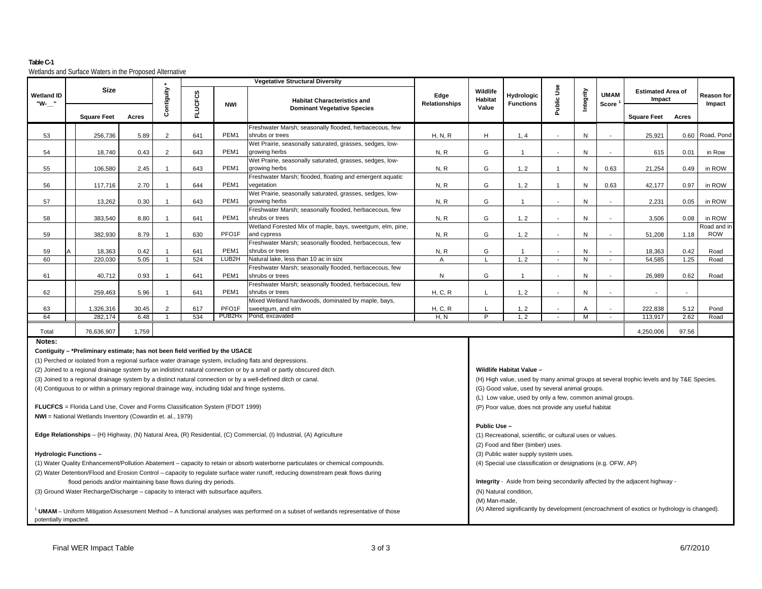**Table C-1**

Wetlands and Surface Waters in the Proposed Alternative

| Wetland ID "W-__" | | Size | | Contiguity * | Vegetative Structural Diversity | | | Edge Relationships | Wildlife Habitat Value | Hydrologic Functions | Public Use | Integrity | UMAM Score [1] | Estimated Area of Impact | | Reason for Impact |
|---|---|---|---|---|---|---|---|---|---|---|---|---|---|---|---|---|
| | | Square Feet | Acres | | FLUCFCS | NWI | Habitat Characteristics and Dominant Vegetative Species | | | | | | | Square Feet | Acres | |
| 53 | | 256,736 | 5.89 | 2 | 641 | PEM1 | Freshwater Marsh; seasonally flooded, herbaceous, few shrubs or trees | H, N, R | H | 1, 4 | - | N | - | 25,921 | 0.60 | Road, Pond |
| 54 | | 18,740 | 0.43 | 2 | 643 | PEM1 | Wet Prairie, seasonally saturated, grasses, sedges, low-growing herbs | N, R | G | 1 | - | N | - | 615 | 0.01 | in Row |
| 55 | | 106,580 | 2.45 | 1 | 643 | PEM1 | Wet Prairie, seasonally saturated, grasses, sedges, low-growing herbs | N, R | G | 1, 2 | 1 | N | 0.63 | 21,254 | 0.49 | in ROW |
| 56 | | 117,716 | 2.70 | 1 | 644 | PEM1 | Freshwater Marsh; flooded, floating and emergent aquatic vegetation | N, R | G | 1, 2 | 1 | N | 0.63 | 42,177 | 0.97 | in ROW |
| 57 | | 13,262 | 0.30 | 1 | 643 | PEM1 | Wet Prairie, seasonally saturated, grasses, sedges, low-growing herbs | N, R | G | 1 | - | N | - | 2,231 | 0.05 | in ROW |
| 58 | | 383,540 | 8.80 | 1 | 641 | PEM1 | Freshwater Marsh; seasonally flooded, herbaceous, few shrubs or trees | N, R | G | 1, 2 | - | N | - | 3,506 | 0.08 | in ROW |
| 59 | | 382,930 | 8.79 | 1 | 630 | PFO1F | Wetland Forested Mix of maple, bays, sweetgum, elm, pine, and cypress | N, R | G | 1, 2 | - | N | - | 51,208 | 1.18 | Road and in ROW |
| 59 | A | 18,363 | 0.42 | 1 | 641 | PEM1 | Freshwater Marsh; seasonally flooded, herbaceous, few shrubs or trees | N, R | G | 1 | - | N | - | 18,363 | 0.42 | Road |
| 60 | | 220,030 | 5.05 | 1 | 524 | LUB2H | Natural lake, less than 10 ac in size | A | L | 1, 2 | - | N | - | 54,585 | 1.25 | Road |
| 61 | | 40,712 | 0.93 | 1 | 641 | PEM1 | Freshwater Marsh; seasonally flooded, herbaceous, few shrubs or trees | N | G | 1 | - | N | - | 26,989 | 0.62 | Road |
| 62 | | 259,463 | 5.96 | 1 | 641 | PEM1 | Freshwater Marsh; seasonally flooded, herbaceous, few shrubs or trees | H, C, R | L | 1, 2 | - | N | - | - | - | |
| 63 | | 1,326,316 | 30.45 | 2 | 617 | PFO1F | Mixed Wetland hardwoods, dominated by maple, bays, sweetgum, and elm | H, C, R | L | 1, 2 | - | A | - | 222,838 | 5.12 | Pond |
| 64 | | 282,174 | 6.48 | 1 | 534 | PUB2Hx | Pond, excavated | H, N | P | 1, 2 | - | M | - | 113,917 | 2.62 | Road |
| Total | | 76,636,907 | 1,759 | | | | | | | | | | | 4,250,006 | 97.56 | |

**Notes:**

**Contiguity – *Preliminary estimate; has not been field verified by the USACE**

(1) Perched or isolated from a regional surface water drainage system, including flats and depressions.

(2) Joined to a regional drainage system by an indistinct natural connection or by a small or partly obscured ditch.

(3) Joined to a regional drainage system by a distinct natural connection or by a well-defined ditch or canal.

(4) Contiguous to or within a primary regional drainage way, including tidal and fringe systems.

**FLUCFCS** = Florida Land Use, Cover and Forms Classification System (FDOT 1999)

**NWI** = National Wetlands Inventory (Cowardin et. al., 1979)

**Edge Relationships** – (H) Highway, (N) Natural Area, (R) Residential, (C) Commercial, (I) Industrial, (A) Agriculture

**Hydrologic Functions –**

(1) Water Quality Enhancement/Pollution Abatement – capacity to retain or absorb waterborne particulates or chemical compounds.

(2) Water Detention/Flood and Erosion Control – capacity to regulate surface water runoff, reducing downstream peak flows during flood periods and/or maintaining base flows during dry periods.

(3) Ground Water Recharge/Discharge – capacity to interact with subsurface aquifers.

[1] **UMAM** – Uniform Mitigation Assessment Method – A functional analyses was performed on a subset of wetlands representative of those potentially impacted.

**Wildlife Habitat Value –**

(H) High value, used by many animal groups at several trophic levels and by T&E Species.

(G) Good value, used by several animal groups.

(L) Low value, used by only a few, common animal groups.

(P) Poor value, does not provide any useful habitat

**Public Use –**

(1) Recreational, scientific, or cultural uses or values.

(2) Food and fiber (timber) uses.

(3) Public water supply system uses.

(4) Special use classification or designations (e.g. OFW, AP)

**Integrity** - Aside from being secondarily affected by the adjacent highway -

(N) Natural condition,

(M) Man-made,

(A) Altered significantly by development (encroachment of exotics or hydrology is changed).